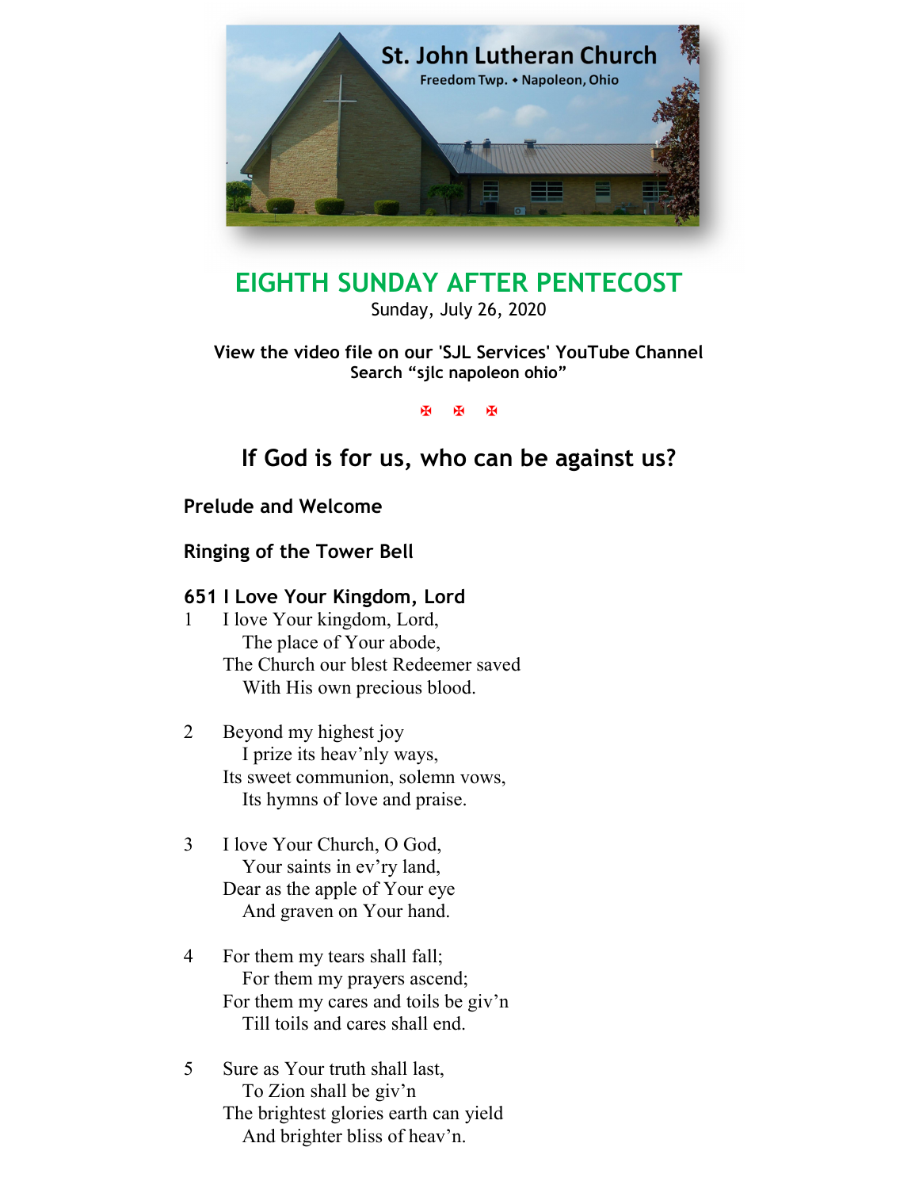St. John Lutheran Church

Freedom Twp. • Napoleon, Ohio

# EIGHTH SUNDAY AFTER PENTECOST

Sunday, July 26, 2020

**View the video file on our 'SJL Services' YouTube Channel**
**Search "sjlc napoleon ohio"**

✠ ✠ ✠

## If God is for us, who can be against us?

### Prelude and Welcome

### Ringing of the Tower Bell

### 651 I Love Your Kingdom, Lord

1 I love Your kingdom, Lord,
  The place of Your abode,
 The Church our blest Redeemer saved
  With His own precious blood.

2 Beyond my highest joy
  I prize its heav'nly ways,
 Its sweet communion, solemn vows,
  Its hymns of love and praise.

3 I love Your Church, O God,
  Your saints in ev'ry land,
 Dear as the apple of Your eye
  And graven on Your hand.

4 For them my tears shall fall;
  For them my prayers ascend;
 For them my cares and toils be giv'n
  Till toils and cares shall end.

5 Sure as Your truth shall last,
  To Zion shall be giv'n
 The brightest glories earth can yield
  And brighter bliss of heav'n.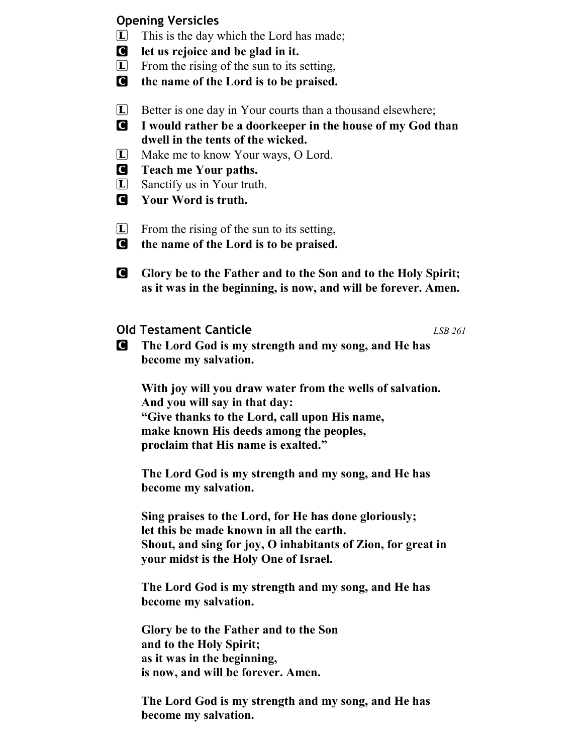### Opening Versicles

L This is the day which the Lord has made;

C **let us rejoice and be glad in it.**

L From the rising of the sun to its setting,

C **the name of the Lord is to be praised.**

L Better is one day in Your courts than a thousand elsewhere;

C **I would rather be a doorkeeper in the house of my God than dwell in the tents of the wicked.**

L Make me to know Your ways, O Lord.

C **Teach me Your paths.**

L Sanctify us in Your truth.

C **Your Word is truth.**

L From the rising of the sun to its setting,

C **the name of the Lord is to be praised.**

C **Glory be to the Father and to the Son and to the Holy Spirit; as it was in the beginning, is now, and will be forever. Amen.**

### Old Testament Canticle

*LSB 261*

C **The Lord God is my strength and my song, and He has become my salvation.**

**With joy will you draw water from the wells of salvation.**
**And you will say in that day:**
**"Give thanks to the Lord, call upon His name,**
**make known His deeds among the peoples,**
**proclaim that His name is exalted."**

**The Lord God is my strength and my song, and He has become my salvation.**

**Sing praises to the Lord, for He has done gloriously;**
**let this be made known in all the earth.**
**Shout, and sing for joy, O inhabitants of Zion, for great in your midst is the Holy One of Israel.**

**The Lord God is my strength and my song, and He has become my salvation.**

**Glory be to the Father and to the Son**
**and to the Holy Spirit;**
**as it was in the beginning,**
**is now, and will be forever. Amen.**

**The Lord God is my strength and my song, and He has become my salvation.**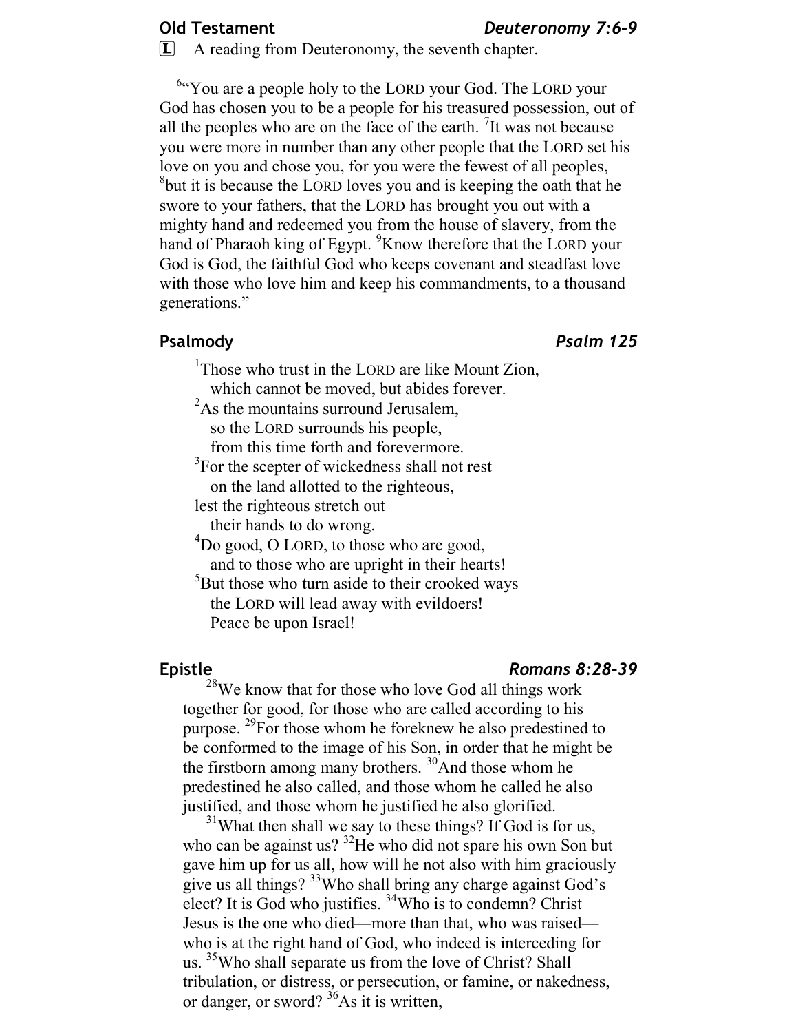**Old Testament** *Deuteronomy 7:6–9*

L A reading from Deuteronomy, the seventh chapter.

[6]"You are a people holy to the LORD your God. The LORD your God has chosen you to be a people for his treasured possession, out of all the peoples who are on the face of the earth. [7]It was not because you were more in number than any other people that the LORD set his love on you and chose you, for you were the fewest of all peoples, [8]but it is because the LORD loves you and is keeping the oath that he swore to your fathers, that the LORD has brought you out with a mighty hand and redeemed you from the house of slavery, from the hand of Pharaoh king of Egypt. [9]Know therefore that the LORD your God is God, the faithful God who keeps covenant and steadfast love with those who love him and keep his commandments, to a thousand generations."

**Psalmody** *Psalm 125*

[1]Those who trust in the LORD are like Mount Zion,
which cannot be moved, but abides forever.
[2]As the mountains surround Jerusalem,
so the LORD surrounds his people,
from this time forth and forevermore.
[3]For the scepter of wickedness shall not rest
on the land allotted to the righteous,
lest the righteous stretch out
their hands to do wrong.
[4]Do good, O LORD, to those who are good,
and to those who are upright in their hearts!
[5]But those who turn aside to their crooked ways
the LORD will lead away with evildoers!
Peace be upon Israel!

**Epistle** *Romans 8:28–39*

[28]We know that for those who love God all things work together for good, for those who are called according to his purpose. [29]For those whom he foreknew he also predestined to be conformed to the image of his Son, in order that he might be the firstborn among many brothers. [30]And those whom he predestined he also called, and those whom he called he also justified, and those whom he justified he also glorified.

[31]What then shall we say to these things? If God is for us, who can be against us? [32]He who did not spare his own Son but gave him up for us all, how will he not also with him graciously give us all things? [33]Who shall bring any charge against God's elect? It is God who justifies. [34]Who is to condemn? Christ Jesus is the one who died—more than that, who was raised—who is at the right hand of God, who indeed is interceding for us. [35]Who shall separate us from the love of Christ? Shall tribulation, or distress, or persecution, or famine, or nakedness, or danger, or sword? [36]As it is written,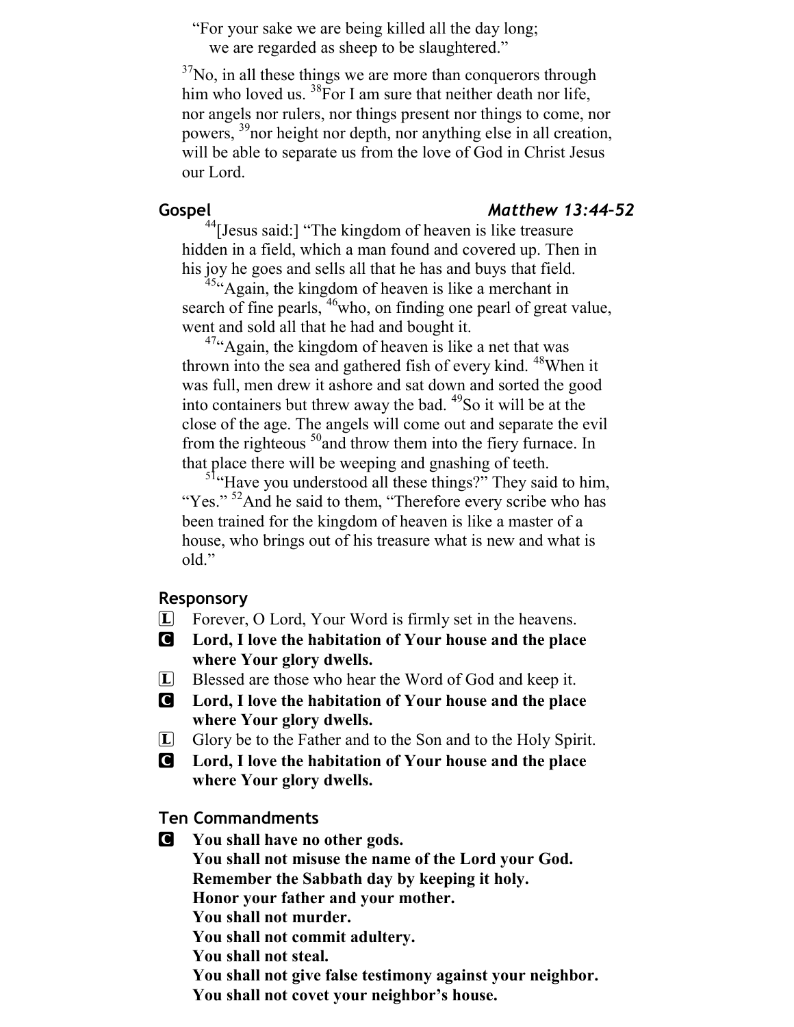"For your sake we are being killed all the day long;
we are regarded as sheep to be slaughtered."

[37]No, in all these things we are more than conquerors through him who loved us. [38]For I am sure that neither death nor life, nor angels nor rulers, nor things present nor things to come, nor powers, [39]nor height nor depth, nor anything else in all creation, will be able to separate us from the love of God in Christ Jesus our Lord.

## Gospel *Matthew 13:44–52*

[44][Jesus said:] "The kingdom of heaven is like treasure hidden in a field, which a man found and covered up. Then in his joy he goes and sells all that he has and buys that field.

[45]"Again, the kingdom of heaven is like a merchant in search of fine pearls, [46]who, on finding one pearl of great value, went and sold all that he had and bought it.

[47]"Again, the kingdom of heaven is like a net that was thrown into the sea and gathered fish of every kind. [48]When it was full, men drew it ashore and sat down and sorted the good into containers but threw away the bad. [49]So it will be at the close of the age. The angels will come out and separate the evil from the righteous [50]and throw them into the fiery furnace. In that place there will be weeping and gnashing of teeth.

[51]"Have you understood all these things?" They said to him, "Yes." [52]And he said to them, "Therefore every scribe who has been trained for the kingdom of heaven is like a master of a house, who brings out of his treasure what is new and what is old."

## Responsory

L Forever, O Lord, Your Word is firmly set in the heavens.

C **Lord, I love the habitation of Your house and the place where Your glory dwells.**

L Blessed are those who hear the Word of God and keep it.

C **Lord, I love the habitation of Your house and the place where Your glory dwells.**

L Glory be to the Father and to the Son and to the Holy Spirit.

C **Lord, I love the habitation of Your house and the place where Your glory dwells.**

## Ten Commandments

C **You shall have no other gods.**
**You shall not misuse the name of the Lord your God.**
**Remember the Sabbath day by keeping it holy.**
**Honor your father and your mother.**
**You shall not murder.**
**You shall not commit adultery.**
**You shall not steal.**
**You shall not give false testimony against your neighbor.**
**You shall not covet your neighbor's house.**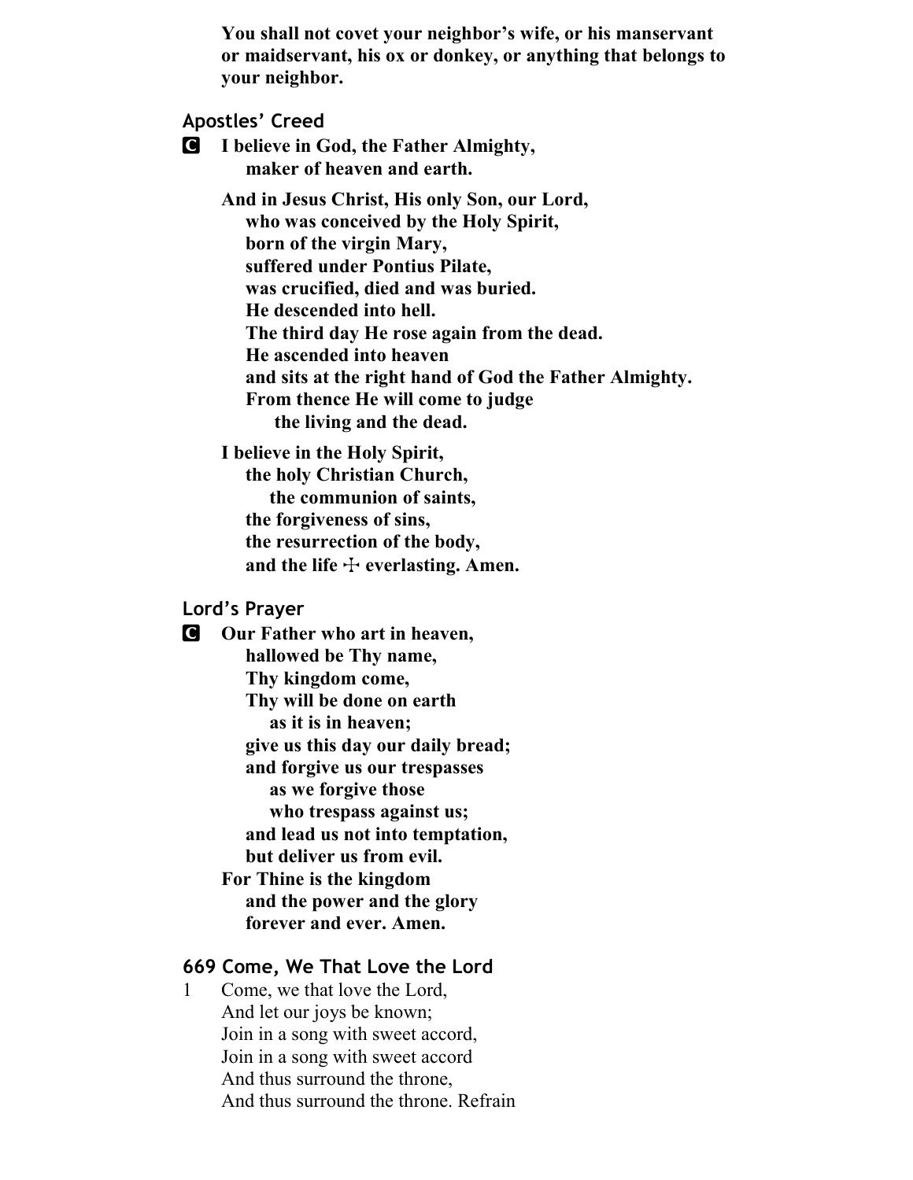**You shall not covet your neighbor's wife, or his manservant or maidservant, his ox or donkey, or anything that belongs to your neighbor.**

### Apostles' Creed

C **I believe in God, the Father Almighty,**
**maker of heaven and earth.**

**And in Jesus Christ, His only Son, our Lord,**
**who was conceived by the Holy Spirit,**
**born of the virgin Mary,**
**suffered under Pontius Pilate,**
**was crucified, died and was buried.**
**He descended into hell.**
**The third day He rose again from the dead.**
**He ascended into heaven**
**and sits at the right hand of God the Father Almighty.**
**From thence He will come to judge**
**the living and the dead.**

**I believe in the Holy Spirit,**
**the holy Christian Church,**
**the communion of saints,**
**the forgiveness of sins,**
**the resurrection of the body,**
**and the life ☩ everlasting. Amen.**

### Lord's Prayer

C **Our Father who art in heaven,**
**hallowed be Thy name,**
**Thy kingdom come,**
**Thy will be done on earth**
**as it is in heaven;**
**give us this day our daily bread;**
**and forgive us our trespasses**
**as we forgive those**
**who trespass against us;**
**and lead us not into temptation,**
**but deliver us from evil.**
**For Thine is the kingdom**
**and the power and the glory**
**forever and ever. Amen.**

### 669 Come, We That Love the Lord

1 Come, we that love the Lord,
And let our joys be known;
Join in a song with sweet accord,
Join in a song with sweet accord
And thus surround the throne,
And thus surround the throne. Refrain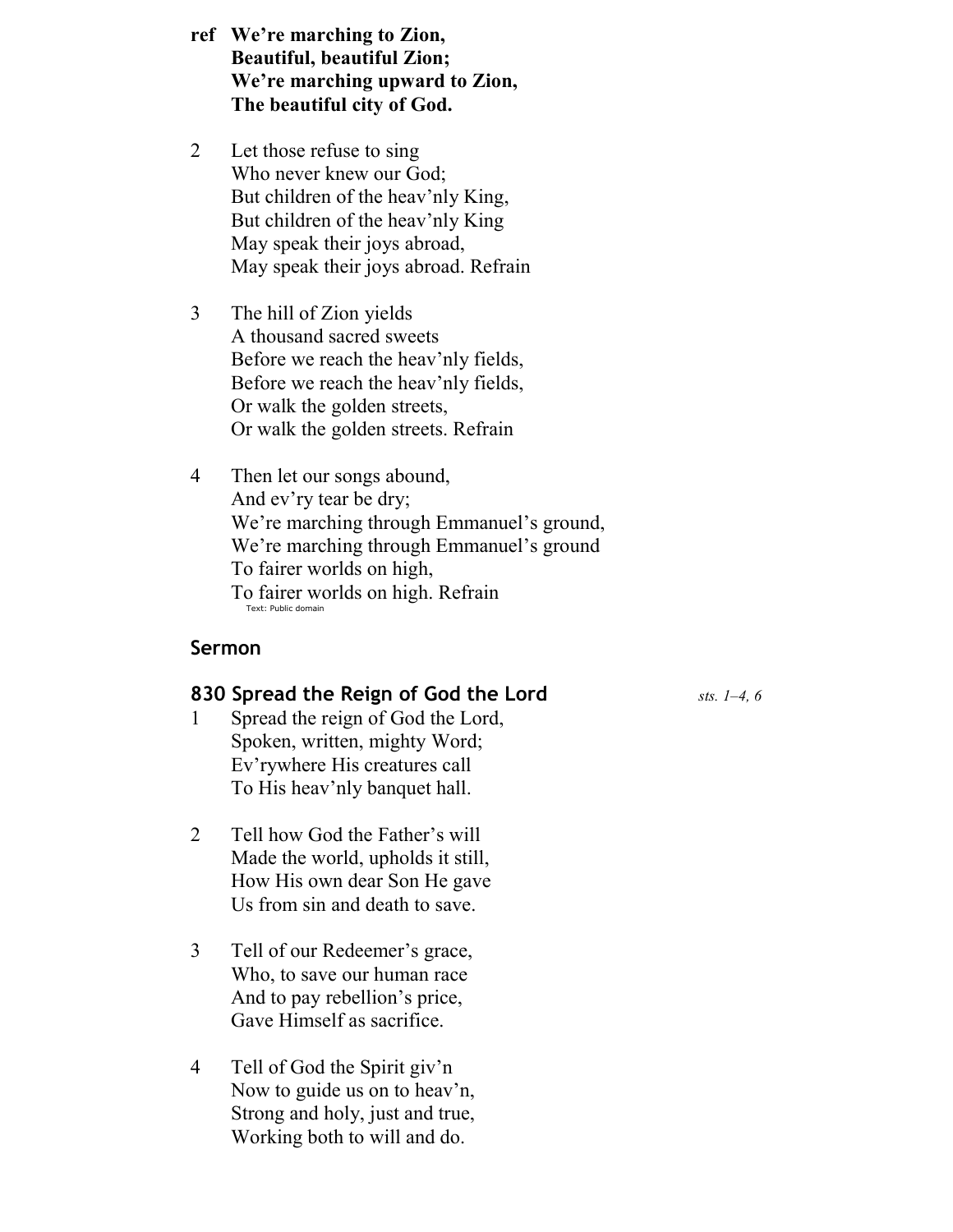**ref We're marching to Zion,**
**Beautiful, beautiful Zion;**
**We're marching upward to Zion,**
**The beautiful city of God.**

2 Let those refuse to sing
Who never knew our God;
But children of the heav'nly King,
But children of the heav'nly King
May speak their joys abroad,
May speak their joys abroad. Refrain

3 The hill of Zion yields
A thousand sacred sweets
Before we reach the heav'nly fields,
Before we reach the heav'nly fields,
Or walk the golden streets,
Or walk the golden streets. Refrain

4 Then let our songs abound,
And ev'ry tear be dry;
We're marching through Emmanuel's ground,
We're marching through Emmanuel's ground
To fairer worlds on high,
To fairer worlds on high. Refrain

Text: Public domain

## Sermon

## 830 Spread the Reign of God the Lord

*sts. 1–4, 6*

1 Spread the reign of God the Lord,
Spoken, written, mighty Word;
Ev'rywhere His creatures call
To His heav'nly banquet hall.

2 Tell how God the Father's will
Made the world, upholds it still,
How His own dear Son He gave
Us from sin and death to save.

3 Tell of our Redeemer's grace,
Who, to save our human race
And to pay rebellion's price,
Gave Himself as sacrifice.

4 Tell of God the Spirit giv'n
Now to guide us on to heav'n,
Strong and holy, just and true,
Working both to will and do.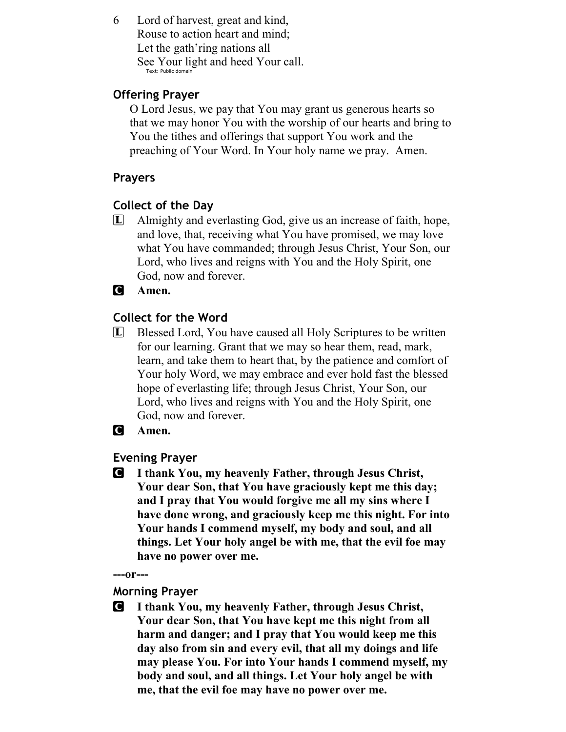6 Lord of harvest, great and kind,
Rouse to action heart and mind;
Let the gath'ring nations all
See Your light and heed Your call.

Text: Public domain

## Offering Prayer

O Lord Jesus, we pay that You may grant us generous hearts so that we may honor You with the worship of our hearts and bring to You the tithes and offerings that support You work and the preaching of Your Word. In Your holy name we pray. Amen.

## Prayers

## Collect of the Day

L Almighty and everlasting God, give us an increase of faith, hope, and love, that, receiving what You have promised, we may love what You have commanded; through Jesus Christ, Your Son, our Lord, who lives and reigns with You and the Holy Spirit, one God, now and forever.

C **Amen.**

## Collect for the Word

L Blessed Lord, You have caused all Holy Scriptures to be written for our learning. Grant that we may so hear them, read, mark, learn, and take them to heart that, by the patience and comfort of Your holy Word, we may embrace and ever hold fast the blessed hope of everlasting life; through Jesus Christ, Your Son, our Lord, who lives and reigns with You and the Holy Spirit, one God, now and forever.

C **Amen.**

## Evening Prayer

C **I thank You, my heavenly Father, through Jesus Christ, Your dear Son, that You have graciously kept me this day; and I pray that You would forgive me all my sins where I have done wrong, and graciously keep me this night. For into Your hands I commend myself, my body and soul, and all things. Let Your holy angel be with me, that the evil foe may have no power over me.**

**---or---**

## Morning Prayer

C **I thank You, my heavenly Father, through Jesus Christ, Your dear Son, that You have kept me this night from all harm and danger; and I pray that You would keep me this day also from sin and every evil, that all my doings and life may please You. For into Your hands I commend myself, my body and soul, and all things. Let Your holy angel be with me, that the evil foe may have no power over me.**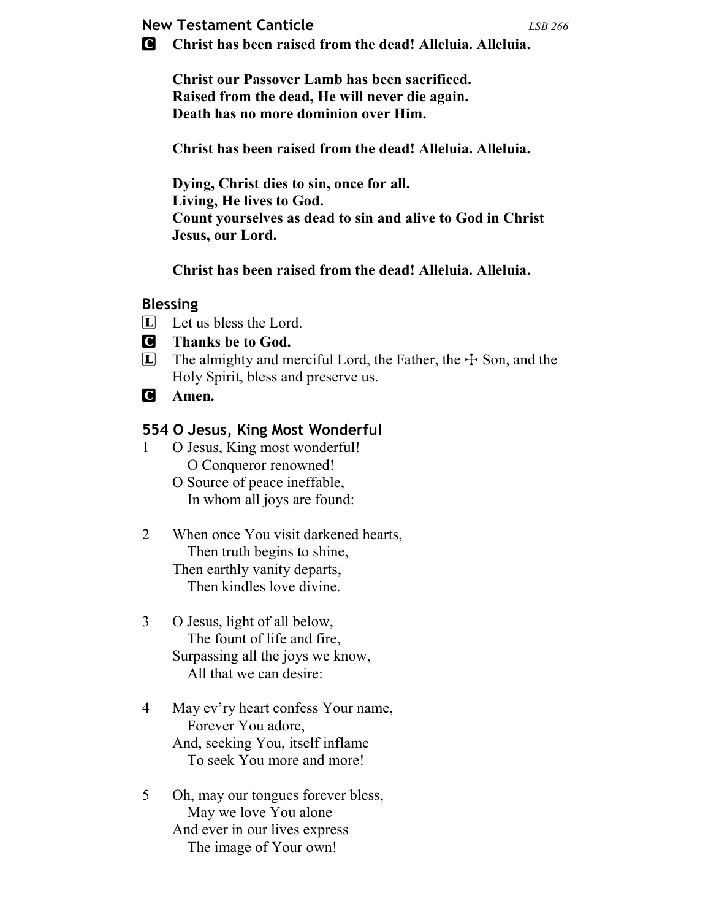## New Testament Canticle

*LSB 266*

**C** **Christ has been raised from the dead! Alleluia. Alleluia.**

**Christ our Passover Lamb has been sacrificed.**
**Raised from the dead, He will never die again.**
**Death has no more dominion over Him.**

**Christ has been raised from the dead! Alleluia. Alleluia.**

**Dying, Christ dies to sin, once for all.**
**Living, He lives to God.**
**Count yourselves as dead to sin and alive to God in Christ Jesus, our Lord.**

**Christ has been raised from the dead! Alleluia. Alleluia.**

## Blessing

**L** Let us bless the Lord.

**C** **Thanks be to God.**

**L** The almighty and merciful Lord, the Father, the ☩ Son, and the Holy Spirit, bless and preserve us.

**C** **Amen.**

## 554 O Jesus, King Most Wonderful

1 O Jesus, King most wonderful!
O Conqueror renowned!
O Source of peace ineffable,
In whom all joys are found:

2 When once You visit darkened hearts,
Then truth begins to shine,
Then earthly vanity departs,
Then kindles love divine.

3 O Jesus, light of all below,
The fount of life and fire,
Surpassing all the joys we know,
All that we can desire:

4 May ev'ry heart confess Your name,
Forever You adore,
And, seeking You, itself inflame
To seek You more and more!

5 Oh, may our tongues forever bless,
May we love You alone
And ever in our lives express
The image of Your own!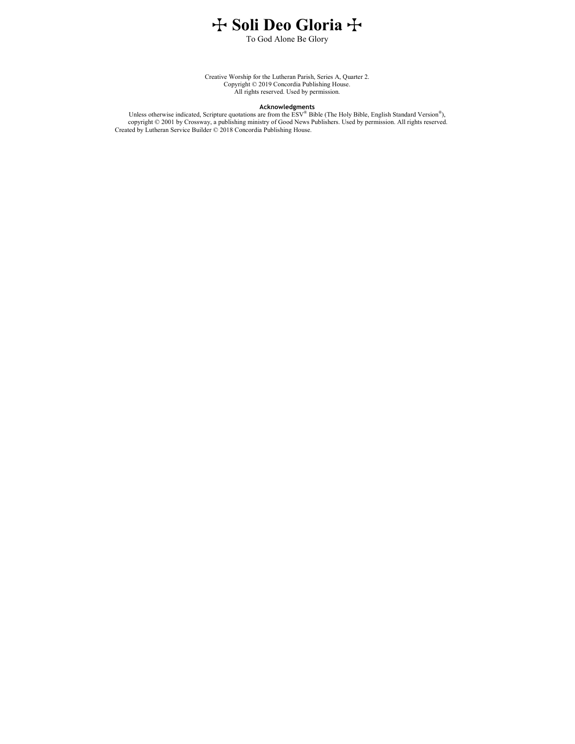# ☩ Soli Deo Gloria ☩

To God Alone Be Glory

Creative Worship for the Lutheran Parish, Series A, Quarter 2.
Copyright © 2019 Concordia Publishing House.
All rights reserved. Used by permission.

**Acknowledgments**

Unless otherwise indicated, Scripture quotations are from the ESV® Bible (The Holy Bible, English Standard Version®), copyright © 2001 by Crossway, a publishing ministry of Good News Publishers. Used by permission. All rights reserved.

Created by Lutheran Service Builder © 2018 Concordia Publishing House.